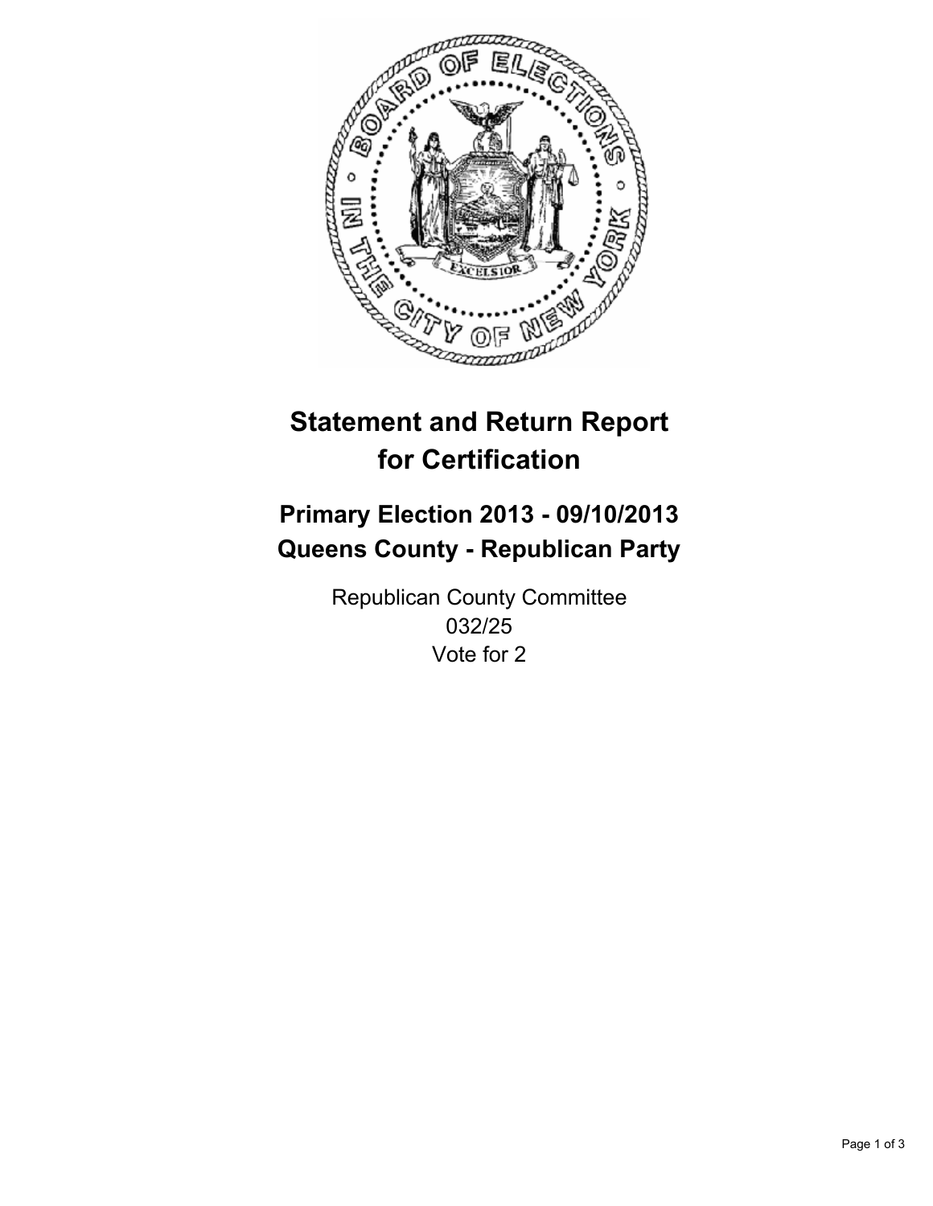# Statement and Return Report for Certification

## Primary Election 2013 - 09/10/2013
## Queens County - Republican Party

Republican County Committee
032/25
Vote for 2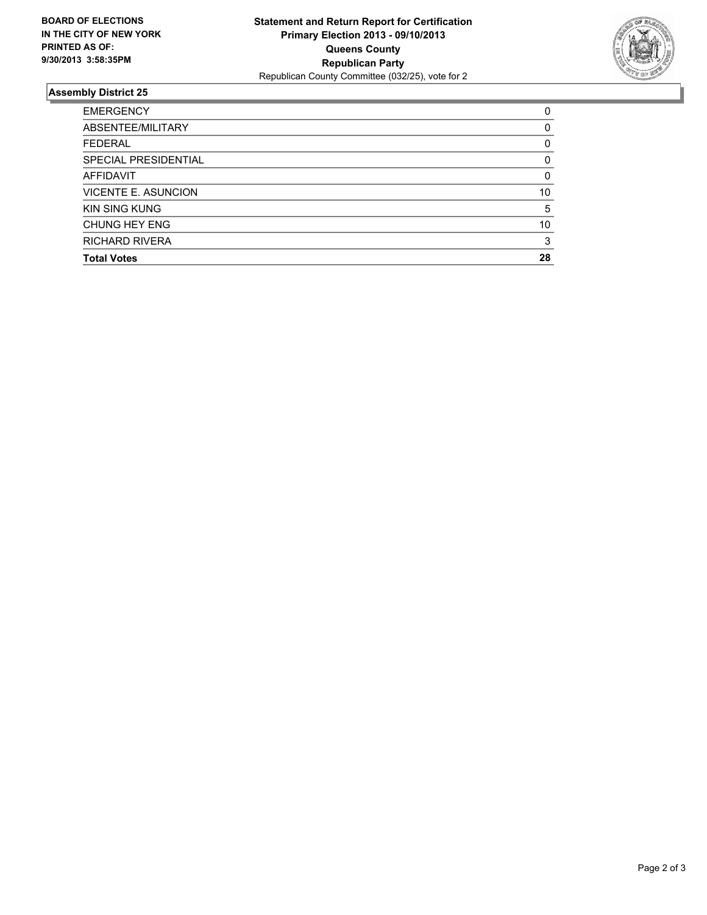**BOARD OF ELECTIONS IN THE CITY OF NEW YORK PRINTED AS OF: 9/30/2013 3:58:35PM**

**Statement and Return Report for Certification**
**Primary Election 2013 - 09/10/2013**
**Queens County**
**Republican Party**
Republican County Committee (032/25), vote for 2

### Assembly District 25

| | |
|---|---|
| EMERGENCY | 0 |
| ABSENTEE/MILITARY | 0 |
| FEDERAL | 0 |
| SPECIAL PRESIDENTIAL | 0 |
| AFFIDAVIT | 0 |
| VICENTE E. ASUNCION | 10 |
| KIN SING KUNG | 5 |
| CHUNG HEY ENG | 10 |
| RICHARD RIVERA | 3 |
| **Total Votes** | **28** |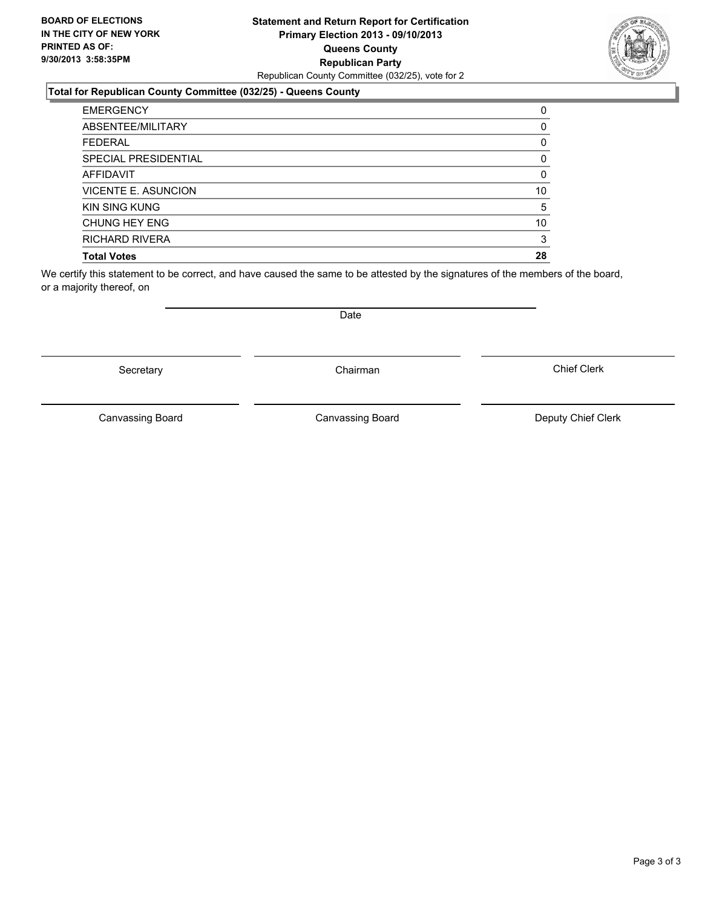**BOARD OF ELECTIONS IN THE CITY OF NEW YORK PRINTED AS OF: 9/30/2013 3:58:35PM**

**Statement and Return Report for Certification Primary Election 2013 - 09/10/2013 Queens County Republican Party**

Republican County Committee (032/25), vote for 2

### Total for Republican County Committee (032/25) - Queens County

| | |
|---|---|
| EMERGENCY | 0 |
| ABSENTEE/MILITARY | 0 |
| FEDERAL | 0 |
| SPECIAL PRESIDENTIAL | 0 |
| AFFIDAVIT | 0 |
| VICENTE E. ASUNCION | 10 |
| KIN SING KUNG | 5 |
| CHUNG HEY ENG | 10 |
| RICHARD RIVERA | 3 |
| **Total Votes** | **28** |

We certify this statement to be correct, and have caused the same to be attested by the signatures of the members of the board, or a majority thereof, on

Date

Secretary

Chairman

Chief Clerk

Canvassing Board

Canvassing Board

Deputy Chief Clerk